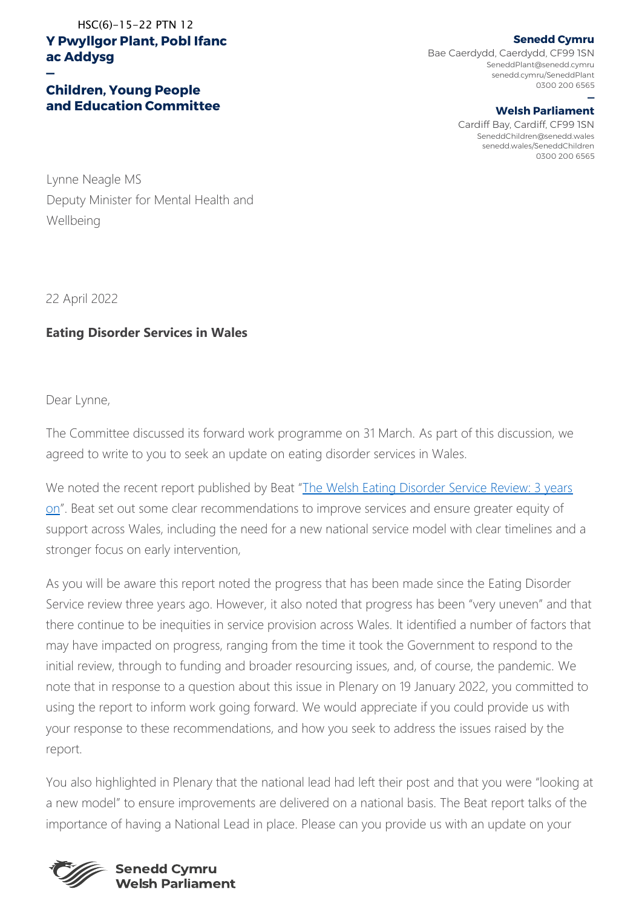HSC(6)-15-22 PTN 12

**Y Pwyllgor Plant, Pobl Ifanc ac Addysg**

—

**Children, Young People and Education Committee**

**Senedd Cymru**
Bae Caerdydd, Caerdydd, CF99 1SN
SeneddPlant@senedd.cymru
senedd.cymru/SeneddPlant
0300 200 6565

—

**Welsh Parliament**
Cardiff Bay, Cardiff, CF99 1SN
SeneddChildren@senedd.wales
senedd.wales/SeneddChildren
0300 200 6565

Lynne Neagle MS
Deputy Minister for Mental Health and Wellbeing

22 April 2022

**Eating Disorder Services in Wales**

Dear Lynne,

The Committee discussed its forward work programme on 31 March. As part of this discussion, we agreed to write to you to seek an update on eating disorder services in Wales.

We noted the recent report published by Beat "[The Welsh Eating Disorder Service Review: 3 years on]". Beat set out some clear recommendations to improve services and ensure greater equity of support across Wales, including the need for a new national service model with clear timelines and a stronger focus on early intervention,

As you will be aware this report noted the progress that has been made since the Eating Disorder Service review three years ago. However, it also noted that progress has been "very uneven" and that there continue to be inequities in service provision across Wales. It identified a number of factors that may have impacted on progress, ranging from the time it took the Government to respond to the initial review, through to funding and broader resourcing issues, and, of course, the pandemic. We note that in response to a question about this issue in Plenary on 19 January 2022, you committed to using the report to inform work going forward. We would appreciate if you could provide us with your response to these recommendations, and how you seek to address the issues raised by the report.

You also highlighted in Plenary that the national lead had left their post and that you were "looking at a new model" to ensure improvements are delivered on a national basis. The Beat report talks of the importance of having a National Lead in place. Please can you provide us with an update on your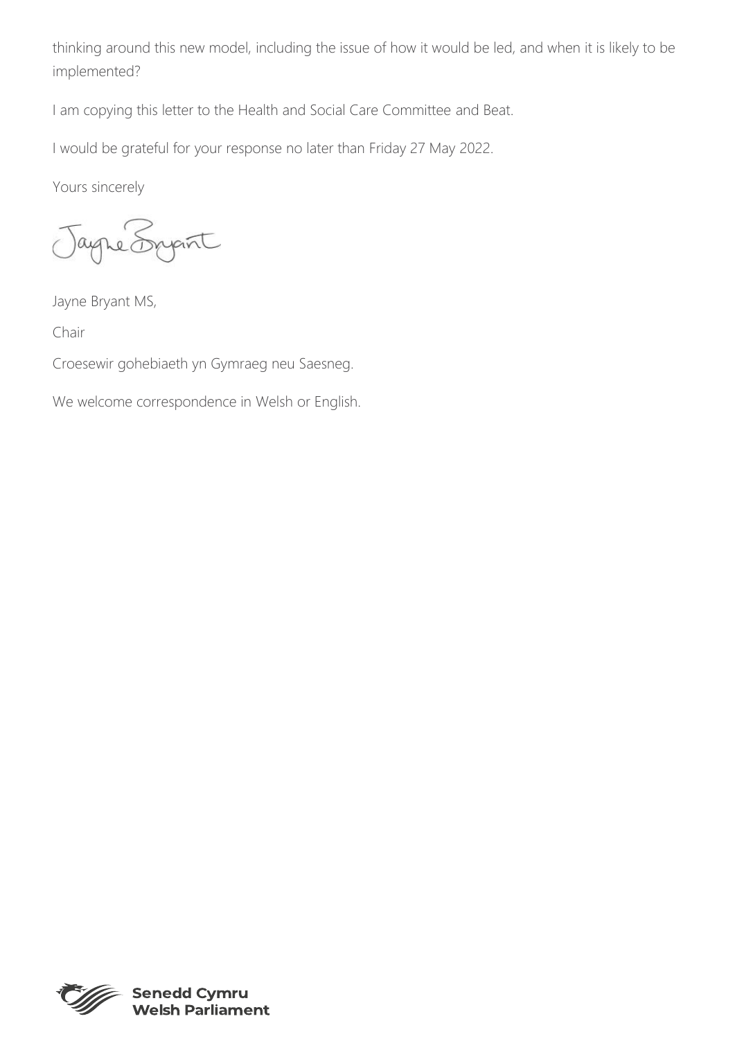thinking around this new model, including the issue of how it would be led, and when it is likely to be implemented?

I am copying this letter to the Health and Social Care Committee and Beat.

I would be grateful for your response no later than Friday 27 May 2022.

Yours sincerely

Jayne Bryant MS,

Chair

Croesewir gohebiaeth yn Gymraeg neu Saesneg.

We welcome correspondence in Welsh or English.

**Senedd Cymru**
**Welsh Parliament**